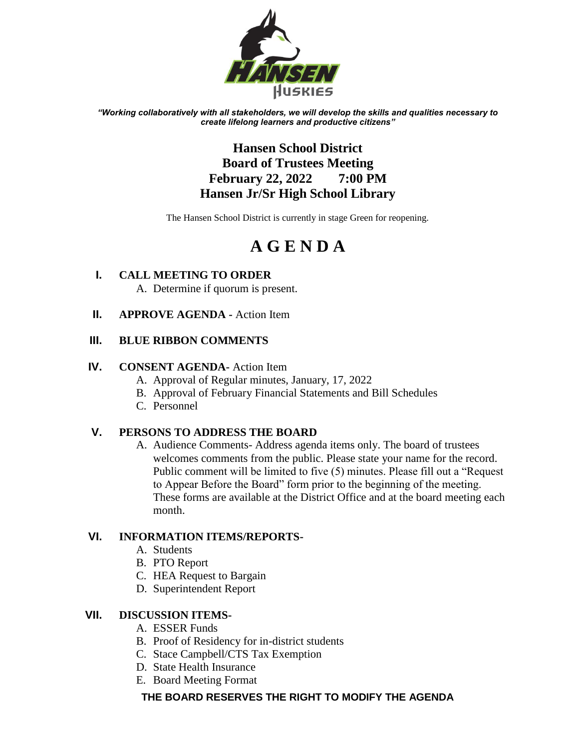*"Working collaboratively with all stakeholders, we will develop the skills and qualities necessary to create lifelong learners and productive citizens"*

# Hansen School District
## Board of Trustees Meeting
## February 22, 2022 7:00 PM
## Hansen Jr/Sr High School Library

The Hansen School District is currently in stage Green for reopening.

# A G E N D A

**I. CALL MEETING TO ORDER**

A. Determine if quorum is present.

**II. APPROVE AGENDA -** Action Item

**III. BLUE RIBBON COMMENTS**

**IV. CONSENT AGENDA-** Action Item

A. Approval of Regular minutes, January, 17, 2022
B. Approval of February Financial Statements and Bill Schedules
C. Personnel

**V. PERSONS TO ADDRESS THE BOARD**

A. Audience Comments- Address agenda items only. The board of trustees welcomes comments from the public. Please state your name for the record. Public comment will be limited to five (5) minutes. Please fill out a "Request to Appear Before the Board" form prior to the beginning of the meeting. These forms are available at the District Office and at the board meeting each month.

**VI. INFORMATION ITEMS/REPORTS-**

A. Students
B. PTO Report
C. HEA Request to Bargain
D. Superintendent Report

**VII. DISCUSSION ITEMS-**

A. ESSER Funds
B. Proof of Residency for in-district students
C. Stace Campbell/CTS Tax Exemption
D. State Health Insurance
E. Board Meeting Format

**THE BOARD RESERVES THE RIGHT TO MODIFY THE AGENDA**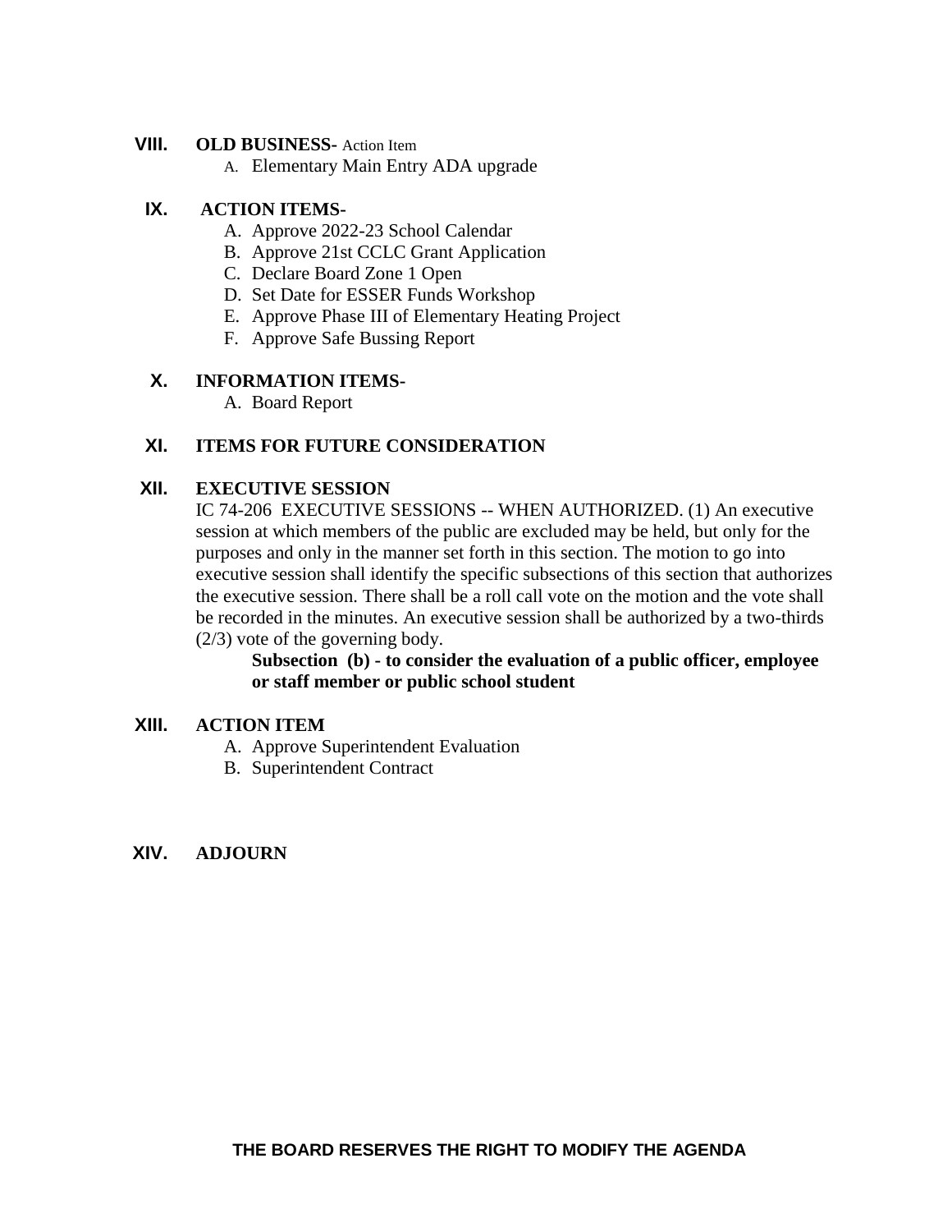**VIII. OLD BUSINESS-** Action Item

A. Elementary Main Entry ADA upgrade

**IX. ACTION ITEMS-**

A. Approve 2022-23 School Calendar
B. Approve 21st CCLC Grant Application
C. Declare Board Zone 1 Open
D. Set Date for ESSER Funds Workshop
E. Approve Phase III of Elementary Heating Project
F. Approve Safe Bussing Report

**X. INFORMATION ITEMS-**

A. Board Report

**XI. ITEMS FOR FUTURE CONSIDERATION**

**XII. EXECUTIVE SESSION**

IC 74-206 EXECUTIVE SESSIONS -- WHEN AUTHORIZED. (1) An executive session at which members of the public are excluded may be held, but only for the purposes and only in the manner set forth in this section. The motion to go into executive session shall identify the specific subsections of this section that authorizes the executive session. There shall be a roll call vote on the motion and the vote shall be recorded in the minutes. An executive session shall be authorized by a two-thirds (2/3) vote of the governing body.

**Subsection (b) - to consider the evaluation of a public officer, employee or staff member or public school student**

**XIII. ACTION ITEM**

A. Approve Superintendent Evaluation
B. Superintendent Contract

**XIV. ADJOURN**

**THE BOARD RESERVES THE RIGHT TO MODIFY THE AGENDA**